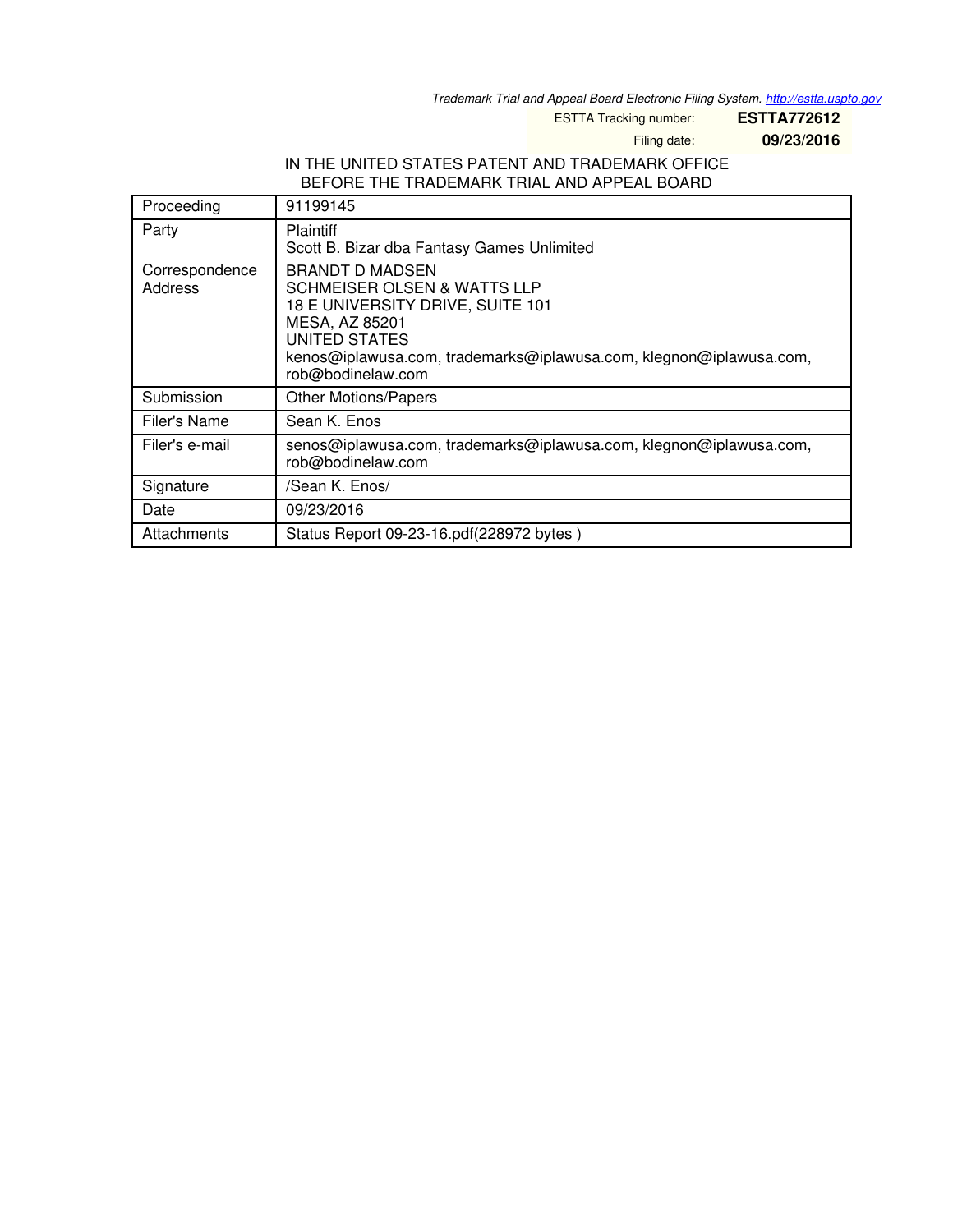Trademark Trial and Appeal Board Electronic Filing System. http://estta.uspto.gov

ESTTA Tracking number: **ESTTA772612**

Filing date: **09/23/2016**

IN THE UNITED STATES PATENT AND TRADEMARK OFFICE
BEFORE THE TRADEMARK TRIAL AND APPEAL BOARD

| | |
|---|---|
| Proceeding | 91199145 |
| Party | Plaintiff<br>Scott B. Bizar dba Fantasy Games Unlimited |
| Correspondence Address | BRANDT D MADSEN<br>SCHMEISER OLSEN & WATTS LLP<br>18 E UNIVERSITY DRIVE, SUITE 101<br>MESA, AZ 85201<br>UNITED STATES<br>kenos@iplawusa.com, trademarks@iplawusa.com, klegnon@iplawusa.com, rob@bodinelaw.com |
| Submission | Other Motions/Papers |
| Filer's Name | Sean K. Enos |
| Filer's e-mail | senos@iplawusa.com, trademarks@iplawusa.com, klegnon@iplawusa.com, rob@bodinelaw.com |
| Signature | /Sean K. Enos/ |
| Date | 09/23/2016 |
| Attachments | Status Report 09-23-16.pdf(228972 bytes ) |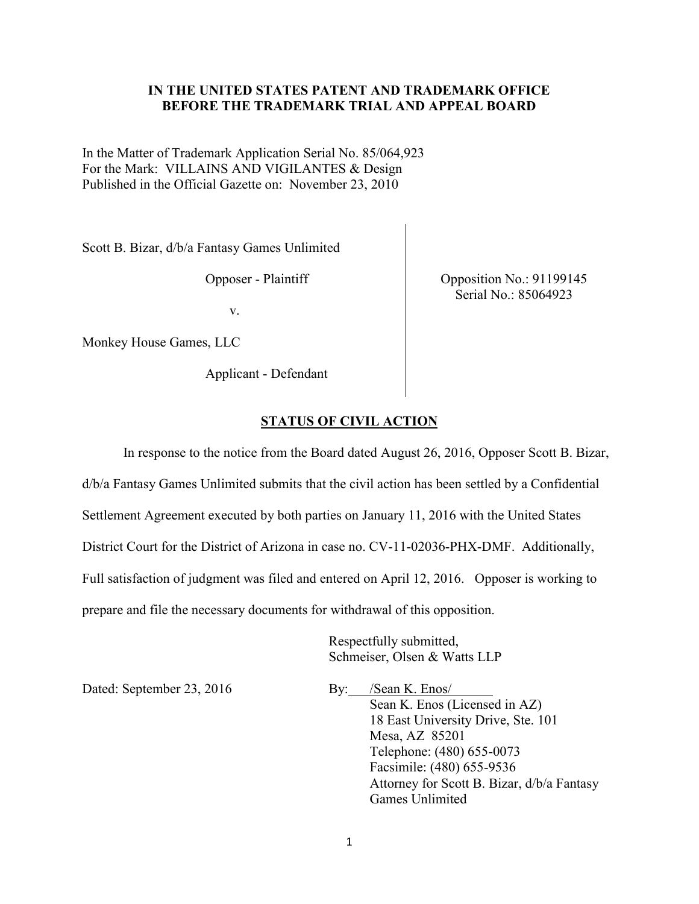**IN THE UNITED STATES PATENT AND TRADEMARK OFFICE**
**BEFORE THE TRADEMARK TRIAL AND APPEAL BOARD**

In the Matter of Trademark Application Serial No. 85/064,923
For the Mark: VILLAINS AND VIGILANTES & Design
Published in the Official Gazette on: November 23, 2010

| | |
|---|---|
| Scott B. Bizar, d/b/a Fantasy Games Unlimited<br><br>Opposer - Plaintiff<br><br>v.<br><br>Monkey House Games, LLC<br><br>Applicant - Defendant | Opposition No.: 91199145<br>Serial No.: 85064923 |

## STATUS OF CIVIL ACTION

In response to the notice from the Board dated August 26, 2016, Opposer Scott B. Bizar, d/b/a Fantasy Games Unlimited submits that the civil action has been settled by a Confidential Settlement Agreement executed by both parties on January 11, 2016 with the United States District Court for the District of Arizona in case no. CV-11-02036-PHX-DMF. Additionally, Full satisfaction of judgment was filed and entered on April 12, 2016. Opposer is working to prepare and file the necessary documents for withdrawal of this opposition.

Respectfully submitted,
Schmeiser, Olsen & Watts LLP

Dated: September 23, 2016

By: /Sean K. Enos/
Sean K. Enos (Licensed in AZ)
18 East University Drive, Ste. 101
Mesa, AZ 85201
Telephone: (480) 655-0073
Facsimile: (480) 655-9536
Attorney for Scott B. Bizar, d/b/a Fantasy Games Unlimited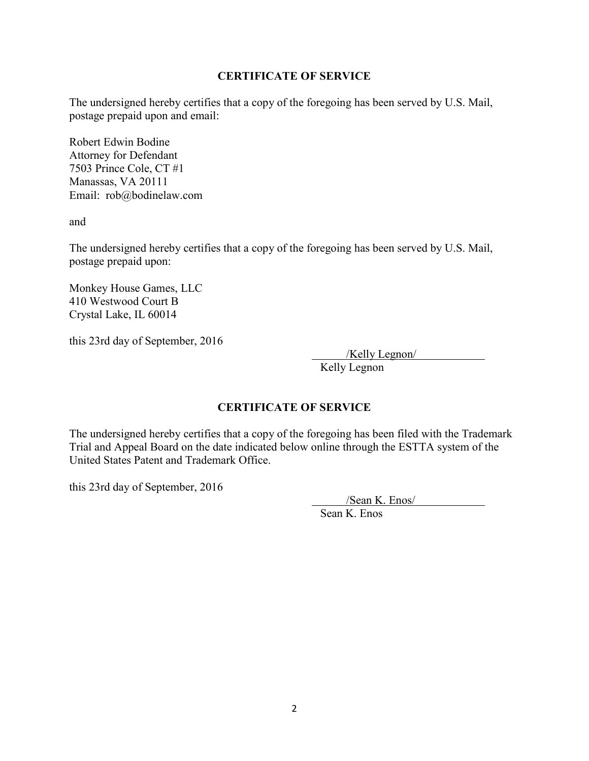## CERTIFICATE OF SERVICE

The undersigned hereby certifies that a copy of the foregoing has been served by U.S. Mail, postage prepaid upon and email:

Robert Edwin Bodine
Attorney for Defendant
7503 Prince Cole, CT #1
Manassas, VA 20111
Email: rob@bodinelaw.com

and

The undersigned hereby certifies that a copy of the foregoing has been served by U.S. Mail, postage prepaid upon:

Monkey House Games, LLC
410 Westwood Court B
Crystal Lake, IL 60014

this 23rd day of September, 2016

/Kelly Legnon/
Kelly Legnon

## CERTIFICATE OF SERVICE

The undersigned hereby certifies that a copy of the foregoing has been filed with the Trademark Trial and Appeal Board on the date indicated below online through the ESTTA system of the United States Patent and Trademark Office.

this 23rd day of September, 2016

/Sean K. Enos/
Sean K. Enos